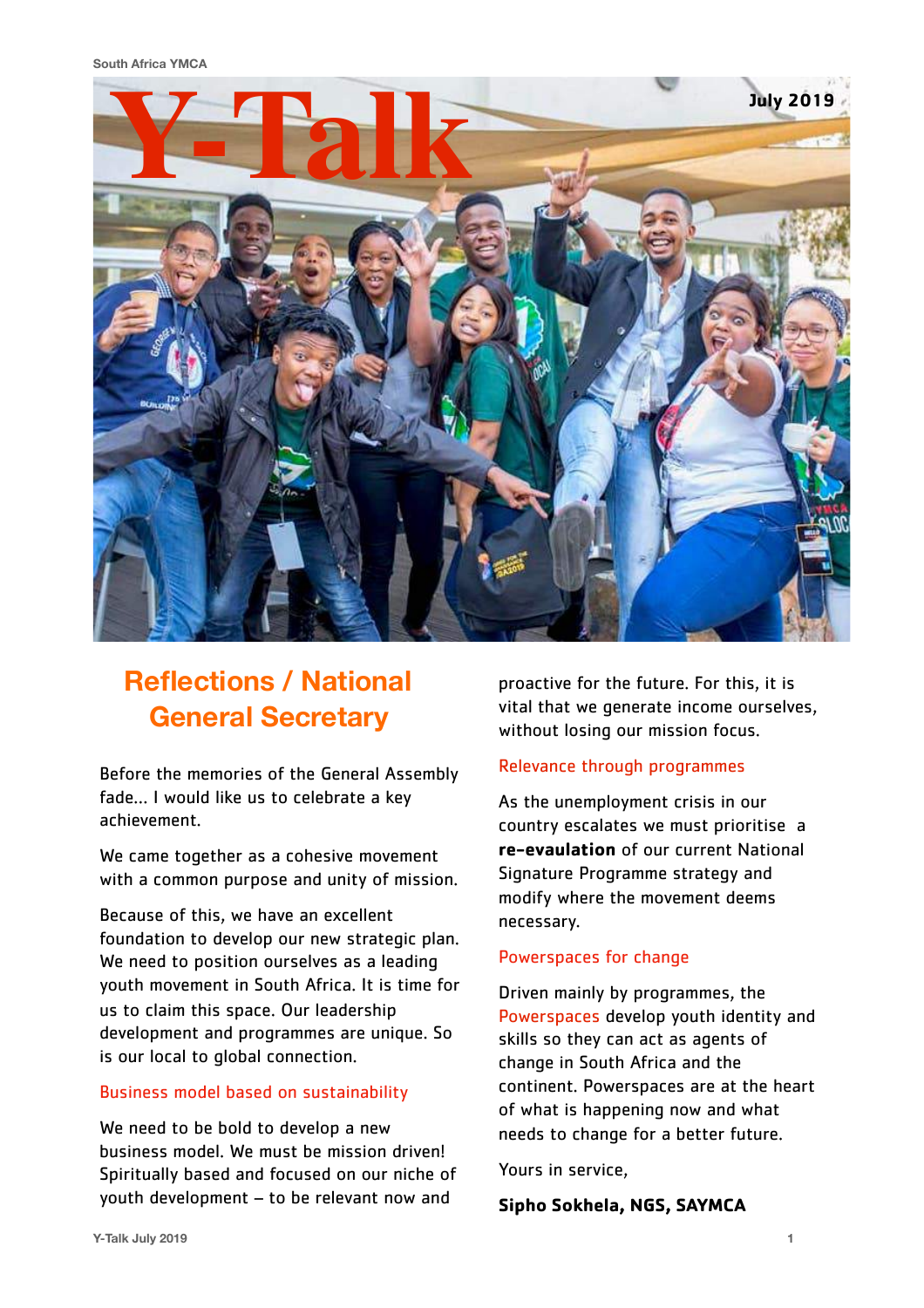South Africa YMCA

# Y-Talk

July 2019

## Reflections / National General Secretary

Before the memories of the General Assembly fade... I would like us to celebrate a key achievement.

We came together as a cohesive movement with a common purpose and unity of mission.

Because of this, we have an excellent foundation to develop our new strategic plan. We need to position ourselves as a leading youth movement in South Africa. It is time for us to claim this space. Our leadership development and programmes are unique. So is our local to global connection.

### Business model based on sustainability

We need to be bold to develop a new business model. We must be mission driven! Spiritually based and focused on our niche of youth development – to be relevant now and proactive for the future. For this, it is vital that we generate income ourselves, without losing our mission focus.

### Relevance through programmes

As the unemployment crisis in our country escalates we must prioritise a **re-evaulation** of our current National Signature Programme strategy and modify where the movement deems necessary.

### Powerspaces for change

Driven mainly by programmes, the Powerspaces develop youth identity and skills so they can act as agents of change in South Africa and the continent. Powerspaces are at the heart of what is happening now and what needs to change for a better future.

Yours in service,

**Sipho Sokhela, NGS, SAYMCA**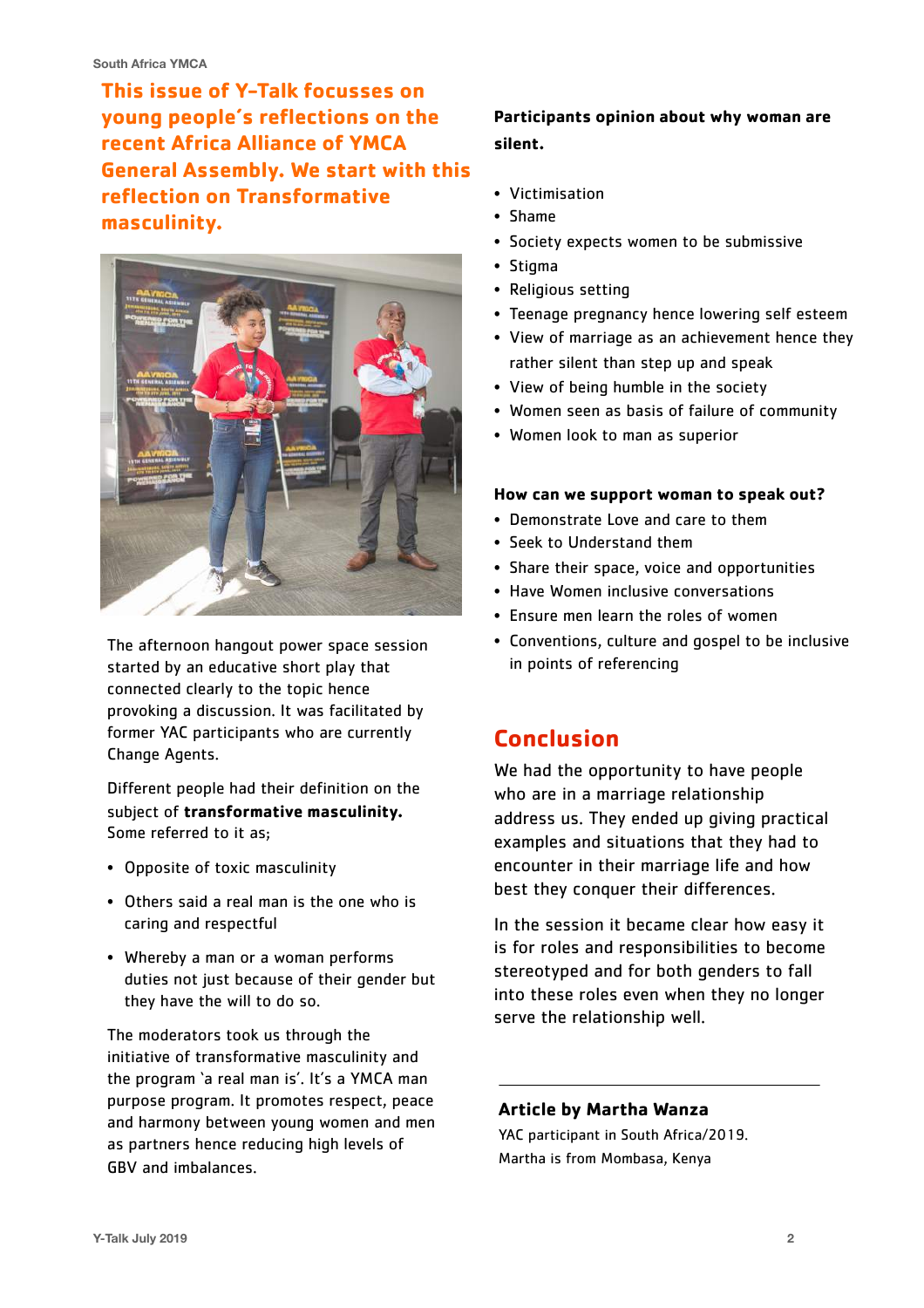## This issue of Y-Talk focusses on young people's reflections on the recent Africa Alliance of YMCA General Assembly. We start with this reflection on Transformative masculinity.

The afternoon hangout power space session started by an educative short play that connected clearly to the topic hence provoking a discussion. It was facilitated by former YAC participants who are currently Change Agents.

Different people had their definition on the subject of **transformative masculinity.** Some referred to it as;

- Opposite of toxic masculinity
- Others said a real man is the one who is caring and respectful
- Whereby a man or a woman performs duties not just because of their gender but they have the will to do so.

The moderators took us through the initiative of transformative masculinity and the program 'a real man is'. It's a YMCA man purpose program. It promotes respect, peace and harmony between young women and men as partners hence reducing high levels of GBV and imbalances.

**Participants opinion about why woman are silent.**

- Victimisation
- Shame
- Society expects women to be submissive
- Stigma
- Religious setting
- Teenage pregnancy hence lowering self esteem
- View of marriage as an achievement hence they rather silent than step up and speak
- View of being humble in the society
- Women seen as basis of failure of community
- Women look to man as superior

**How can we support woman to speak out?**

- Demonstrate Love and care to them
- Seek to Understand them
- Share their space, voice and opportunities
- Have Women inclusive conversations
- Ensure men learn the roles of women
- Conventions, culture and gospel to be inclusive in points of referencing

## Conclusion

We had the opportunity to have people who are in a marriage relationship address us. They ended up giving practical examples and situations that they had to encounter in their marriage life and how best they conquer their differences.

In the session it became clear how easy it is for roles and responsibilities to become stereotyped and for both genders to fall into these roles even when they no longer serve the relationship well.

---

**Article by Martha Wanza**

YAC participant in South Africa/2019.
Martha is from Mombasa, Kenya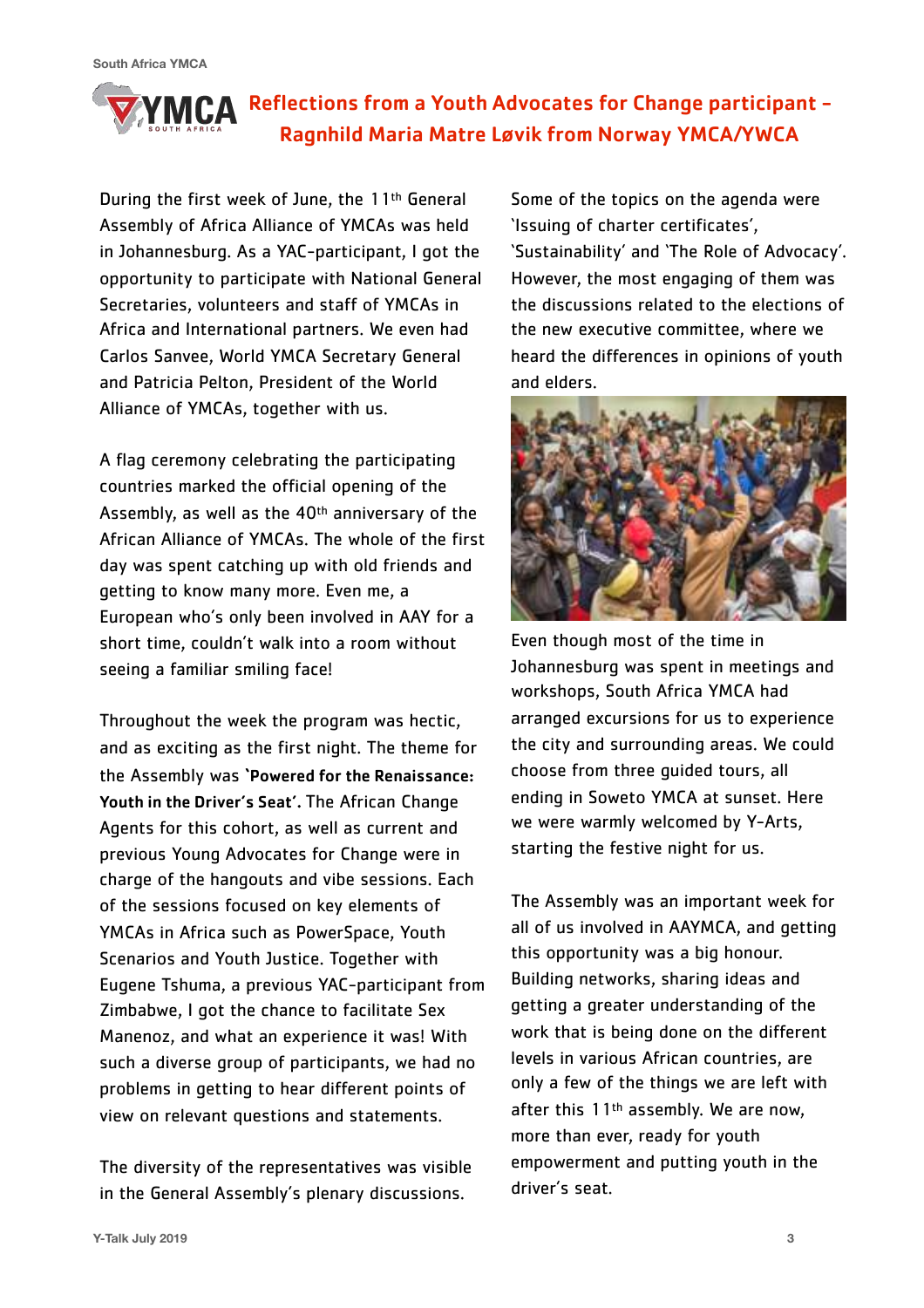# Reflections from a Youth Advocates for Change participant – Ragnhild Maria Matre Løvik from Norway YMCA/YWCA

During the first week of June, the 11th General Assembly of Africa Alliance of YMCAs was held in Johannesburg. As a YAC-participant, I got the opportunity to participate with National General Secretaries, volunteers and staff of YMCAs in Africa and International partners. We even had Carlos Sanvee, World YMCA Secretary General and Patricia Pelton, President of the World Alliance of YMCAs, together with us.

A flag ceremony celebrating the participating countries marked the official opening of the Assembly, as well as the 40th anniversary of the African Alliance of YMCAs. The whole of the first day was spent catching up with old friends and getting to know many more. Even me, a European who's only been involved in AAY for a short time, couldn't walk into a room without seeing a familiar smiling face!

Throughout the week the program was hectic, and as exciting as the first night. The theme for the Assembly was **'Powered for the Renaissance: Youth in the Driver's Seat'.** The African Change Agents for this cohort, as well as current and previous Young Advocates for Change were in charge of the hangouts and vibe sessions. Each of the sessions focused on key elements of YMCAs in Africa such as PowerSpace, Youth Scenarios and Youth Justice. Together with Eugene Tshuma, a previous YAC-participant from Zimbabwe, I got the chance to facilitate Sex Manenoz, and what an experience it was! With such a diverse group of participants, we had no problems in getting to hear different points of view on relevant questions and statements.

The diversity of the representatives was visible in the General Assembly's plenary discussions. Some of the topics on the agenda were 'Issuing of charter certificates', 'Sustainability' and 'The Role of Advocacy'. However, the most engaging of them was the discussions related to the elections of the new executive committee, where we heard the differences in opinions of youth and elders.

Even though most of the time in Johannesburg was spent in meetings and workshops, South Africa YMCA had arranged excursions for us to experience the city and surrounding areas. We could choose from three guided tours, all ending in Soweto YMCA at sunset. Here we were warmly welcomed by Y-Arts, starting the festive night for us.

The Assembly was an important week for all of us involved in AAYMCA, and getting this opportunity was a big honour. Building networks, sharing ideas and getting a greater understanding of the work that is being done on the different levels in various African countries, are only a few of the things we are left with after this 11th assembly. We are now, more than ever, ready for youth empowerment and putting youth in the driver's seat.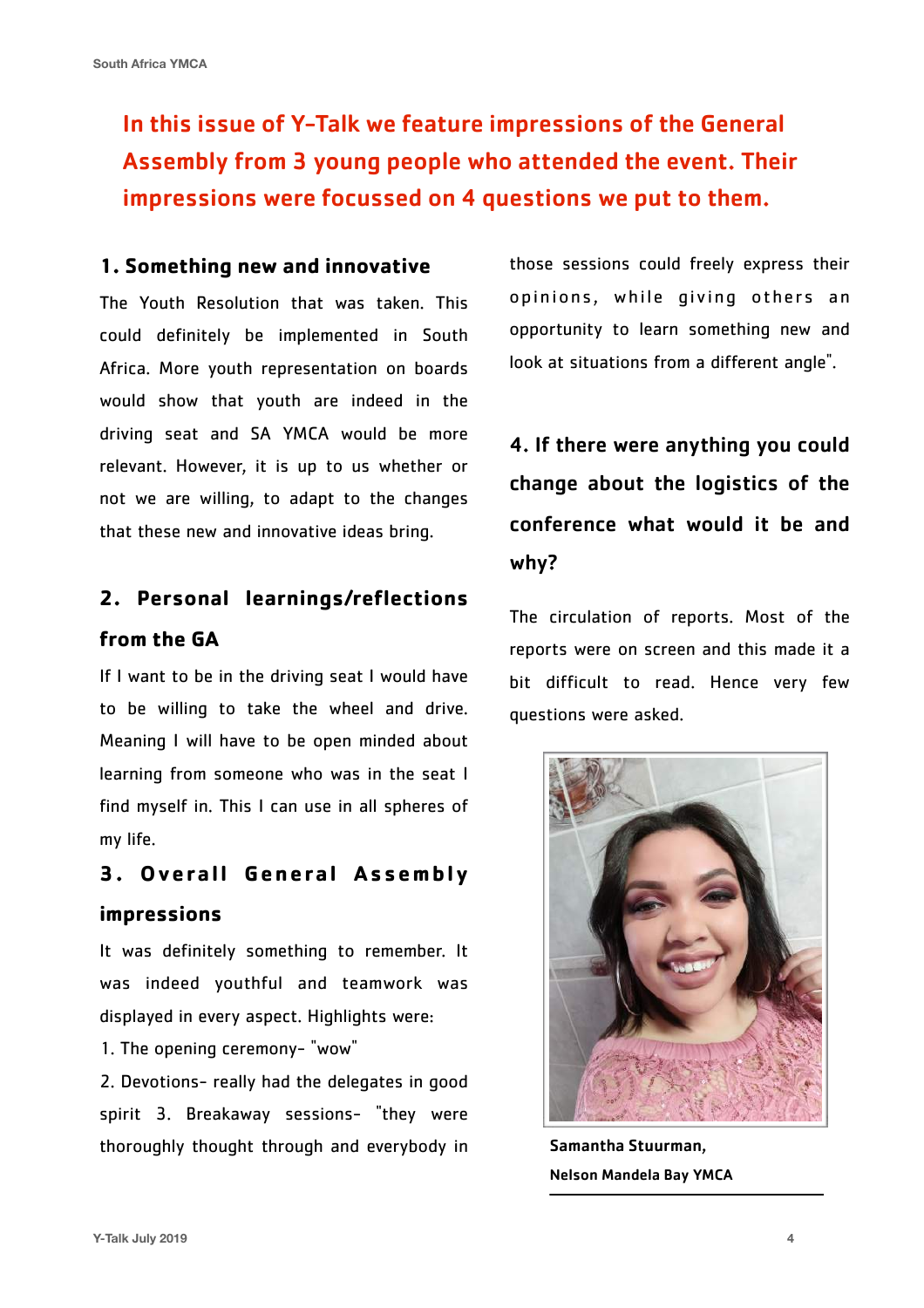**In this issue of Y-Talk we feature impressions of the General Assembly from 3 young people who attended the event. Their impressions were focussed on 4 questions we put to them.**

### 1. Something new and innovative

The Youth Resolution that was taken. This could definitely be implemented in South Africa. More youth representation on boards would show that youth are indeed in the driving seat and SA YMCA would be more relevant. However, it is up to us whether or not we are willing, to adapt to the changes that these new and innovative ideas bring.

### 2. Personal learnings/reflections from the GA

If I want to be in the driving seat I would have to be willing to take the wheel and drive. Meaning I will have to be open minded about learning from someone who was in the seat I find myself in. This I can use in all spheres of my life.

### 3. Overall General Assembly impressions

It was definitely something to remember. It was indeed youthful and teamwork was displayed in every aspect. Highlights were:

1. The opening ceremony- "wow"

2. Devotions- really had the delegates in good spirit 3. Breakaway sessions- "they were thoroughly thought through and everybody in those sessions could freely express their opinions, while giving others an opportunity to learn something new and look at situations from a different angle".

### 4. If there were anything you could change about the logistics of the conference what would it be and why?

The circulation of reports. Most of the reports were on screen and this made it a bit difficult to read. Hence very few questions were asked.

**Samantha Stuurman,**
**Nelson Mandela Bay YMCA**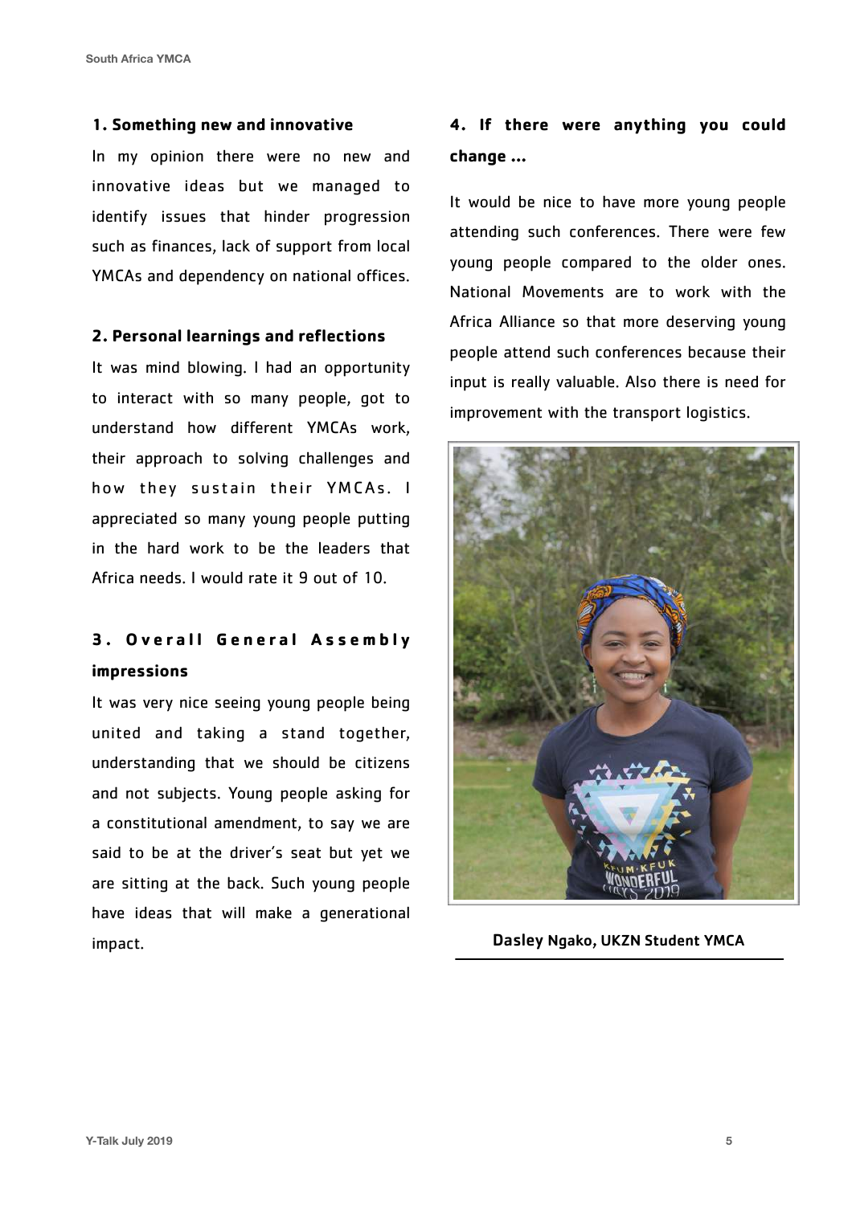**1. Something new and innovative**

In my opinion there were no new and innovative ideas but we managed to identify issues that hinder progression such as finances, lack of support from local YMCAs and dependency on national offices.

**2. Personal learnings and reflections**

It was mind blowing. I had an opportunity to interact with so many people, got to understand how different YMCAs work, their approach to solving challenges and how they sustain their YMCAs. I appreciated so many young people putting in the hard work to be the leaders that Africa needs. I would rate it 9 out of 10.

**3. Overall General Assembly impressions**

It was very nice seeing young people being united and taking a stand together, understanding that we should be citizens and not subjects. Young people asking for a constitutional amendment, to say we are said to be at the driver's seat but yet we are sitting at the back. Such young people have ideas that will make a generational impact.

**4. If there were anything you could change ...**

It would be nice to have more young people attending such conferences. There were few young people compared to the older ones. National Movements are to work with the Africa Alliance so that more deserving young people attend such conferences because their input is really valuable. Also there is need for improvement with the transport logistics.

**Dasley Ngako, UKZN Student YMCA**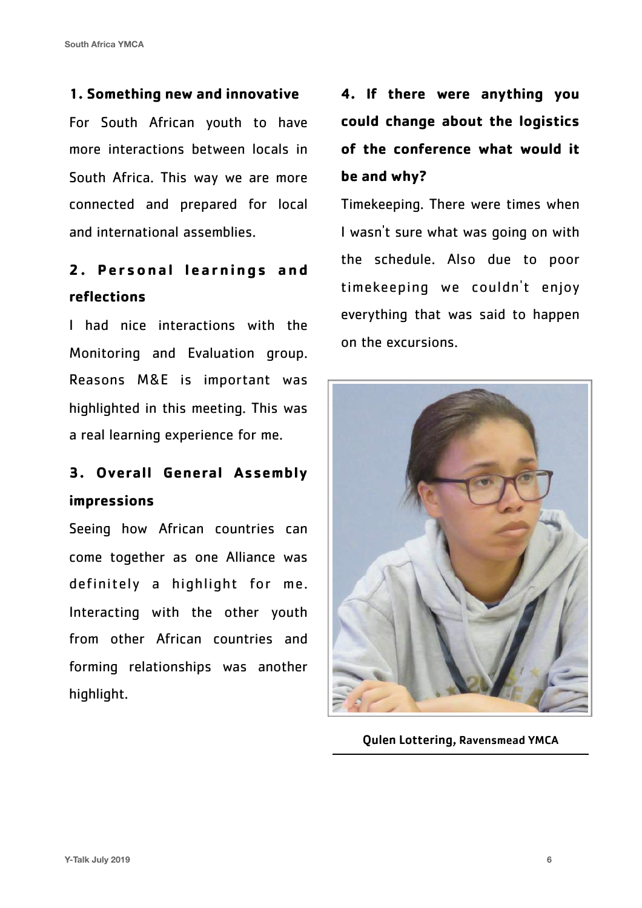### 1. Something new and innovative

For South African youth to have more interactions between locals in South Africa. This way we are more connected and prepared for local and international assemblies.

### 2. Personal learnings and reflections

I had nice interactions with the Monitoring and Evaluation group. Reasons M&E is important was highlighted in this meeting. This was a real learning experience for me.

### 3. Overall General Assembly impressions

Seeing how African countries can come together as one Alliance was definitely a highlight for me. Interacting with the other youth from other African countries and forming relationships was another highlight.

### 4. If there were anything you could change about the logistics of the conference what would it be and why?

Timekeeping. There were times when I wasn't sure what was going on with the schedule. Also due to poor timekeeping we couldn't enjoy everything that was said to happen on the excursions.

**Qulen Lottering, Ravensmead YMCA**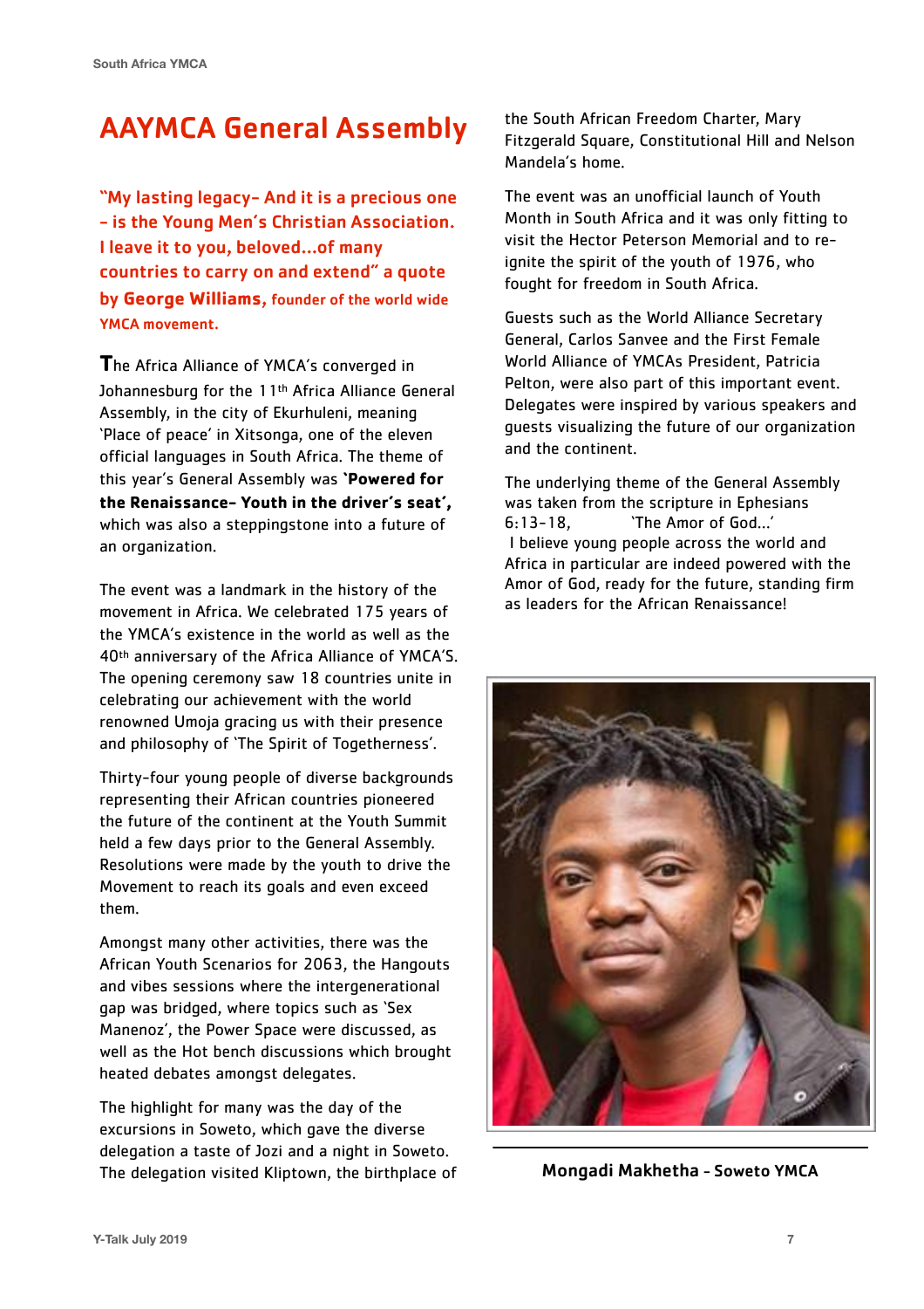# AAYMCA General Assembly

**"My lasting legacy- And it is a precious one - is the Young Men's Christian Association. I leave it to you, beloved...of many countries to carry on and extend" a quote by George Williams, founder of the world wide YMCA movement.**

The Africa Alliance of YMCA's converged in Johannesburg for the 11th Africa Alliance General Assembly, in the city of Ekurhuleni, meaning 'Place of peace' in Xitsonga, one of the eleven official languages in South Africa. The theme of this year's General Assembly was **'Powered for the Renaissance- Youth in the driver's seat',** which was also a steppingstone into a future of an organization.

The event was a landmark in the history of the movement in Africa. We celebrated 175 years of the YMCA's existence in the world as well as the 40th anniversary of the Africa Alliance of YMCA'S. The opening ceremony saw 18 countries unite in celebrating our achievement with the world renowned Umoja gracing us with their presence and philosophy of 'The Spirit of Togetherness'.

Thirty-four young people of diverse backgrounds representing their African countries pioneered the future of the continent at the Youth Summit held a few days prior to the General Assembly. Resolutions were made by the youth to drive the Movement to reach its goals and even exceed them.

Amongst many other activities, there was the African Youth Scenarios for 2063, the Hangouts and vibes sessions where the intergenerational gap was bridged, where topics such as 'Sex Manenoz', the Power Space were discussed, as well as the Hot bench discussions which brought heated debates amongst delegates.

The highlight for many was the day of the excursions in Soweto, which gave the diverse delegation a taste of Jozi and a night in Soweto. The delegation visited Kliptown, the birthplace of the South African Freedom Charter, Mary Fitzgerald Square, Constitutional Hill and Nelson Mandela's home.

The event was an unofficial launch of Youth Month in South Africa and it was only fitting to visit the Hector Peterson Memorial and to re-ignite the spirit of the youth of 1976, who fought for freedom in South Africa.

Guests such as the World Alliance Secretary General, Carlos Sanvee and the First Female World Alliance of YMCAs President, Patricia Pelton, were also part of this important event. Delegates were inspired by various speakers and guests visualizing the future of our organization and the continent.

The underlying theme of the General Assembly was taken from the scripture in Ephesians 6:13-18, 'The Amor of God...'
I believe young people across the world and Africa in particular are indeed powered with the Amor of God, ready for the future, standing firm as leaders for the African Renaissance!

**Mongadi Makhetha - Soweto YMCA**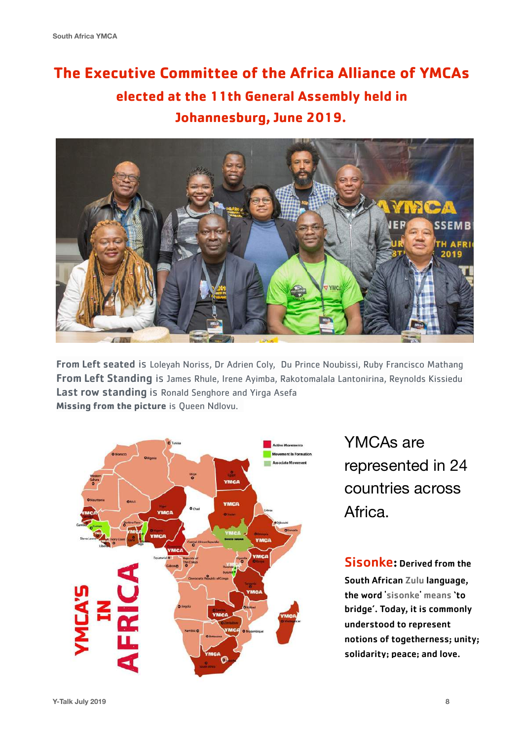# The Executive Committee of the Africa Alliance of YMCAs elected at the 11th General Assembly held in Johannesburg, June 2019.

**From Left seated** is Loleyah Noriss, Dr Adrien Coly, Du Prince Noubissi, Ruby Francisco Mathang
**From Left Standing** is James Rhule, Irene Ayimba, Rakotomalala Lantonirina, Reynolds Kissiedu
**Last row standing** is Ronald Senghore and Yirga Asefa
**Missing from the picture** is Queen Ndlovu.

YMCAs are represented in 24 countries across Africa.

**Sisonke: Derived from the South African Zulu language, the word 'sisonke' means 'to bridge'. Today, it is commonly understood to represent notions of togetherness; unity; solidarity; peace; and love.**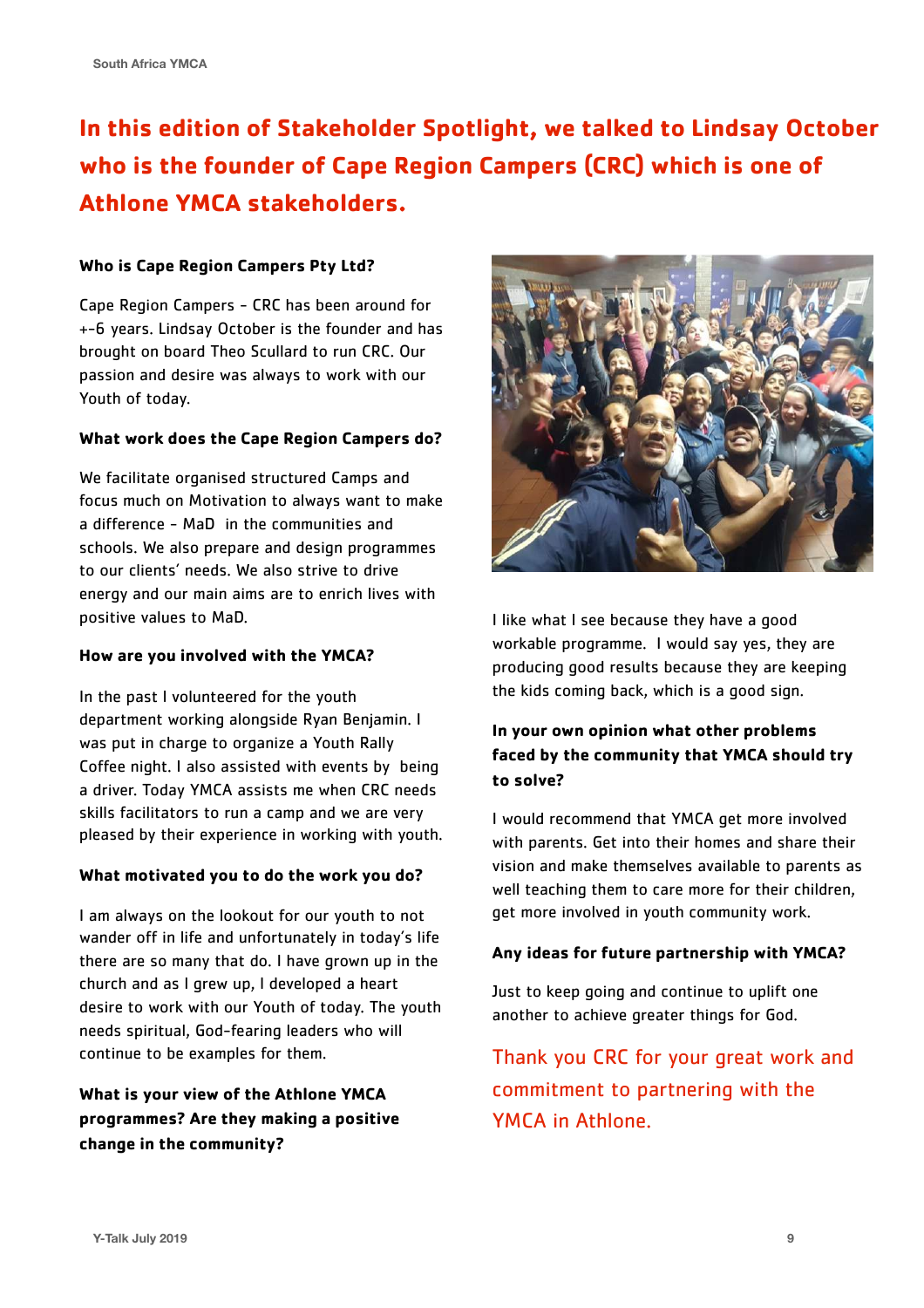# In this edition of Stakeholder Spotlight, we talked to Lindsay October who is the founder of Cape Region Campers (CRC) which is one of Athlone YMCA stakeholders.

**Who is Cape Region Campers Pty Ltd?**

Cape Region Campers - CRC has been around for +-6 years. Lindsay October is the founder and has brought on board Theo Scullard to run CRC. Our passion and desire was always to work with our Youth of today.

**What work does the Cape Region Campers do?**

We facilitate organised structured Camps and focus much on Motivation to always want to make a difference - MaD in the communities and schools. We also prepare and design programmes to our clients' needs. We also strive to drive energy and our main aims are to enrich lives with positive values to MaD.

**How are you involved with the YMCA?**

In the past I volunteered for the youth department working alongside Ryan Benjamin. I was put in charge to organize a Youth Rally Coffee night. I also assisted with events by being a driver. Today YMCA assists me when CRC needs skills facilitators to run a camp and we are very pleased by their experience in working with youth.

**What motivated you to do the work you do?**

I am always on the lookout for our youth to not wander off in life and unfortunately in today's life there are so many that do. I have grown up in the church and as I grew up, I developed a heart desire to work with our Youth of today. The youth needs spiritual, God-fearing leaders who will continue to be examples for them.

**What is your view of the Athlone YMCA programmes? Are they making a positive change in the community?**

I like what I see because they have a good workable programme. I would say yes, they are producing good results because they are keeping the kids coming back, which is a good sign.

**In your own opinion what other problems faced by the community that YMCA should try to solve?**

I would recommend that YMCA get more involved with parents. Get into their homes and share their vision and make themselves available to parents as well teaching them to care more for their children, get more involved in youth community work.

**Any ideas for future partnership with YMCA?**

Just to keep going and continue to uplift one another to achieve greater things for God.

Thank you CRC for your great work and commitment to partnering with the YMCA in Athlone.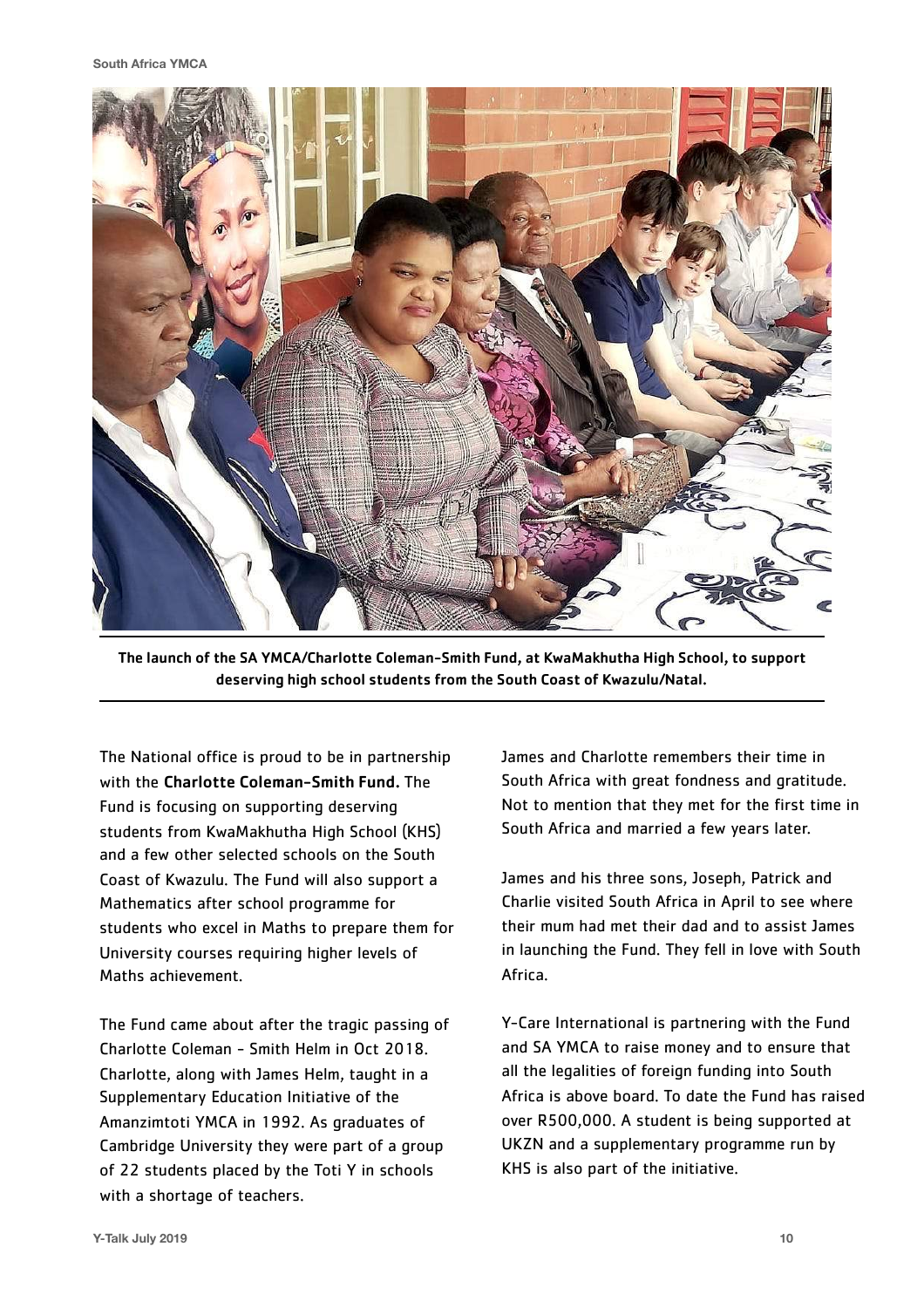**The launch of the SA YMCA/Charlotte Coleman-Smith Fund, at KwaMakhutha High School, to support deserving high school students from the South Coast of Kwazulu/Natal.**

The National office is proud to be in partnership with the **Charlotte Coleman-Smith Fund.** The Fund is focusing on supporting deserving students from KwaMakhutha High School (KHS) and a few other selected schools on the South Coast of Kwazulu. The Fund will also support a Mathematics after school programme for students who excel in Maths to prepare them for University courses requiring higher levels of Maths achievement.

The Fund came about after the tragic passing of Charlotte Coleman - Smith Helm in Oct 2018. Charlotte, along with James Helm, taught in a Supplementary Education Initiative of the Amanzimtoti YMCA in 1992. As graduates of Cambridge University they were part of a group of 22 students placed by the Toti Y in schools with a shortage of teachers.

James and Charlotte remembers their time in South Africa with great fondness and gratitude. Not to mention that they met for the first time in South Africa and married a few years later.

James and his three sons, Joseph, Patrick and Charlie visited South Africa in April to see where their mum had met their dad and to assist James in launching the Fund. They fell in love with South Africa.

Y-Care International is partnering with the Fund and SA YMCA to raise money and to ensure that all the legalities of foreign funding into South Africa is above board. To date the Fund has raised over R500,000. A student is being supported at UKZN and a supplementary programme run by KHS is also part of the initiative.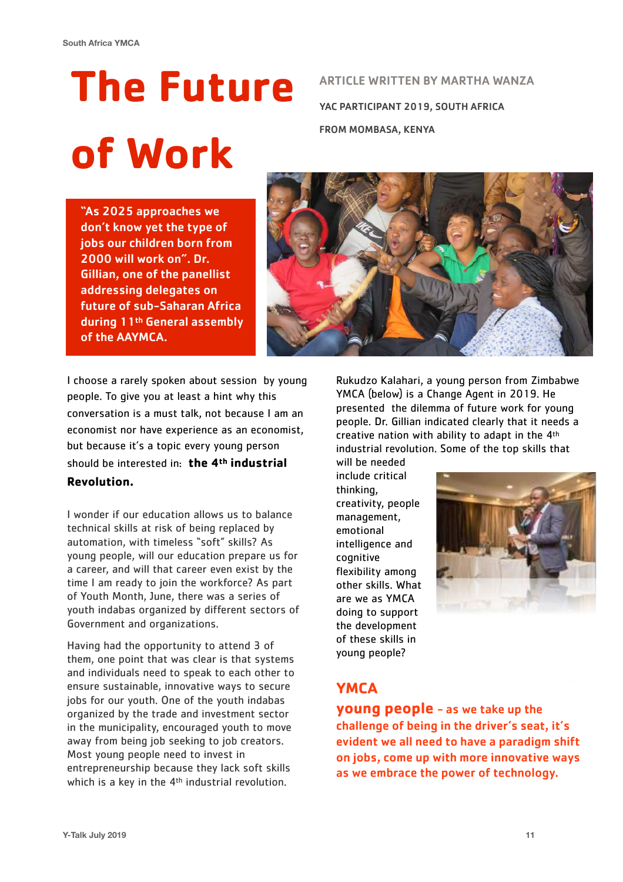# The Future of Work

ARTICLE WRITTEN BY MARTHA WANZA

YAC PARTICIPANT 2019, SOUTH AFRICA

FROM MOMBASA, KENYA

**"As 2025 approaches we don't know yet the type of jobs our children born from 2000 will work on". Dr. Gillian, one of the panellist addressing delegates on future of sub-Saharan Africa during 11th General assembly of the AAYMCA.**

I choose a rarely spoken about session by young people. To give you at least a hint why this conversation is a must talk, not because I am an economist nor have experience as an economist, but because it's a topic every young person should be interested in: **the 4th industrial Revolution.**

I wonder if our education allows us to balance technical skills at risk of being replaced by automation, with timeless "soft" skills? As young people, will our education prepare us for a career, and will that career even exist by the time I am ready to join the workforce? As part of Youth Month, June, there was a series of youth indabas organized by different sectors of Government and organizations.

Having had the opportunity to attend 3 of them, one point that was clear is that systems and individuals need to speak to each other to ensure sustainable, innovative ways to secure jobs for our youth. One of the youth indabas organized by the trade and investment sector in the municipality, encouraged youth to move away from being job seeking to job creators. Most young people need to invest in entrepreneurship because they lack soft skills which is a key in the 4th industrial revolution.

Rukudzo Kalahari, a young person from Zimbabwe YMCA (below) is a Change Agent in 2019. He presented the dilemma of future work for young people. Dr. Gillian indicated clearly that it needs a creative nation with ability to adapt in the 4th industrial revolution. Some of the top skills that will be needed include critical thinking, creativity, people management, emotional intelligence and cognitive flexibility among other skills. What are we as YMCA doing to support the development of these skills in young people?

## YMCA

**young people** - as we take up the challenge of being in the driver's seat, it's evident we all need to have a paradigm shift on jobs, come up with more innovative ways as we embrace the power of technology.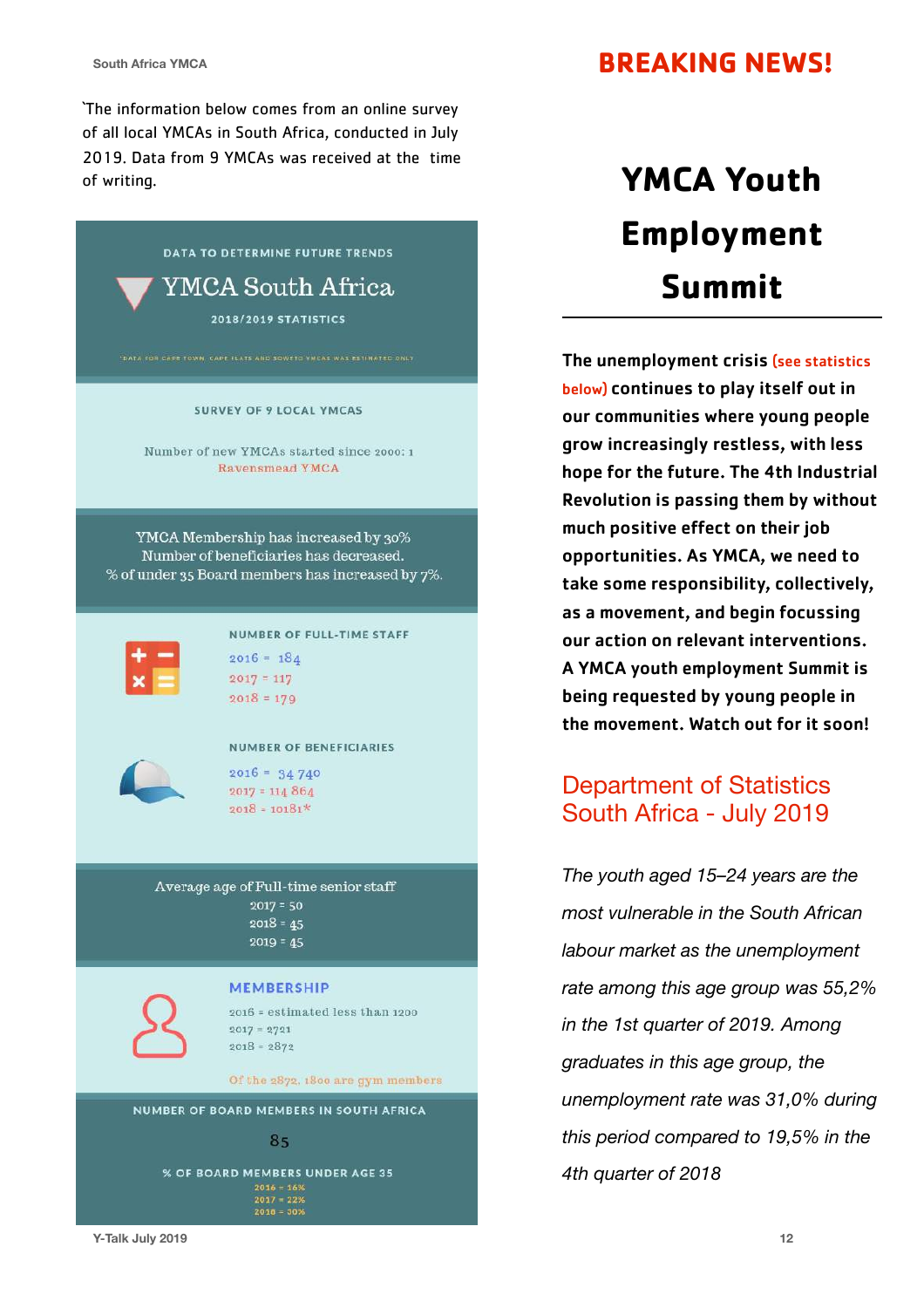`The information below comes from an online survey of all local YMCAs in South Africa, conducted in July 2019. Data from 9 YMCAs was received at the time of writing.

DATA TO DETERMINE FUTURE TRENDS

## YMCA South Africa

2018/2019 STATISTICS

*DATA FOR CAPE TOWN, CAPE FLATS AND SOWETO YMCAS WAS ESTIMATED ONLY

SURVEY OF 9 LOCAL YMCAS

Number of new YMCAs started since 2000: 1
Ravensmead YMCA

YMCA Membership has increased by 30%
Number of beneficiaries has decreased.
% of under 35 Board members has increased by 7%.

NUMBER OF FULL-TIME STAFF

2016 = 184
2017 = 117
2018 = 179

NUMBER OF BENEFICIARIES

2016 = 34 740
2017 = 114 864
2018 = 10181*

Average age of Full-time senior staff
2017 = 50
2018 = 45
2019 = 45

MEMBERSHIP

2016 = estimated less than 1200
2017 = 2721
2018 = 2872

Of the 2872, 1800 are gym members

NUMBER OF BOARD MEMBERS IN SOUTH AFRICA

85

% OF BOARD MEMBERS UNDER AGE 35

2016 = 16%
2017 = 22%
2018 = 30%

# BREAKING NEWS!

# YMCA Youth Employment Summit

**The unemployment crisis (see statistics below) continues to play itself out in our communities where young people grow increasingly restless, with less hope for the future. The 4th Industrial Revolution is passing them by without much positive effect on their job opportunities. As YMCA, we need to take some responsibility, collectively, as a movement, and begin focussing our action on relevant interventions. A YMCA youth employment Summit is being requested by young people in the movement. Watch out for it soon!**

## Department of Statistics South Africa - July 2019

*The youth aged 15–24 years are the most vulnerable in the South African labour market as the unemployment rate among this age group was 55,2% in the 1st quarter of 2019. Among graduates in this age group, the unemployment rate was 31,0% during this period compared to 19,5% in the 4th quarter of 2018*